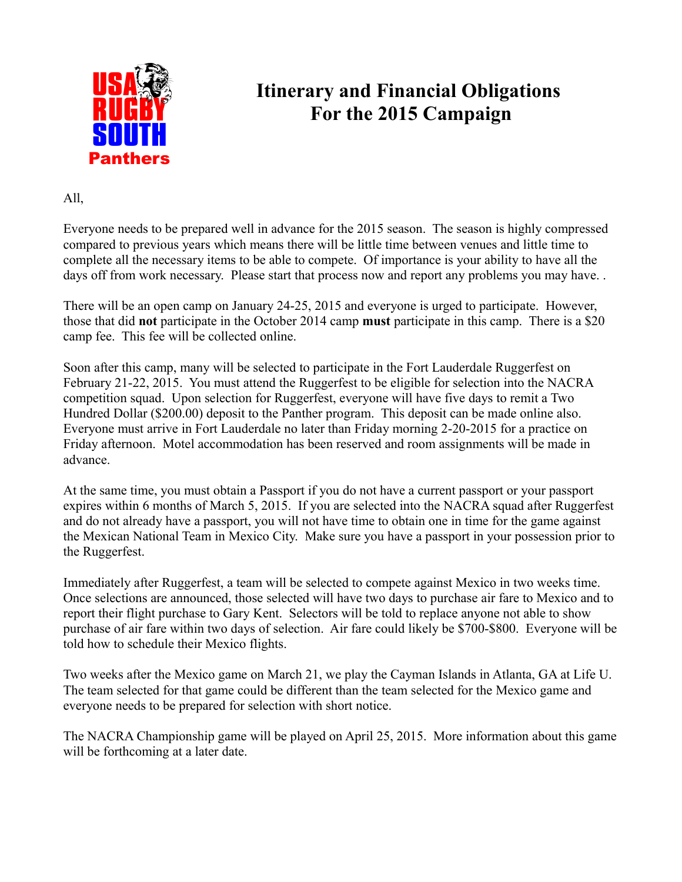USA RUGBY SOUTH Panthers

# Itinerary and Financial Obligations For the 2015 Campaign

All,

Everyone needs to be prepared well in advance for the 2015 season. The season is highly compressed compared to previous years which means there will be little time between venues and little time to complete all the necessary items to be able to compete. Of importance is your ability to have all the days off from work necessary. Please start that process now and report any problems you may have. .

There will be an open camp on January 24-25, 2015 and everyone is urged to participate. However, those that did **not** participate in the October 2014 camp **must** participate in this camp. There is a $20 camp fee. This fee will be collected online.

Soon after this camp, many will be selected to participate in the Fort Lauderdale Ruggerfest on February 21-22, 2015. You must attend the Ruggerfest to be eligible for selection into the NACRA competition squad. Upon selection for Ruggerfest, everyone will have five days to remit a Two Hundred Dollar ($200.00) deposit to the Panther program. This deposit can be made online also. Everyone must arrive in Fort Lauderdale no later than Friday morning 2-20-2015 for a practice on Friday afternoon. Motel accommodation has been reserved and room assignments will be made in advance.

At the same time, you must obtain a Passport if you do not have a current passport or your passport expires within 6 months of March 5, 2015. If you are selected into the NACRA squad after Ruggerfest and do not already have a passport, you will not have time to obtain one in time for the game against the Mexican National Team in Mexico City. Make sure you have a passport in your possession prior to the Ruggerfest.

Immediately after Ruggerfest, a team will be selected to compete against Mexico in two weeks time. Once selections are announced, those selected will have two days to purchase air fare to Mexico and to report their flight purchase to Gary Kent. Selectors will be told to replace anyone not able to show purchase of air fare within two days of selection. Air fare could likely be $700-$800. Everyone will be told how to schedule their Mexico flights.

Two weeks after the Mexico game on March 21, we play the Cayman Islands in Atlanta, GA at Life U. The team selected for that game could be different than the team selected for the Mexico game and everyone needs to be prepared for selection with short notice.

The NACRA Championship game will be played on April 25, 2015. More information about this game will be forthcoming at a later date.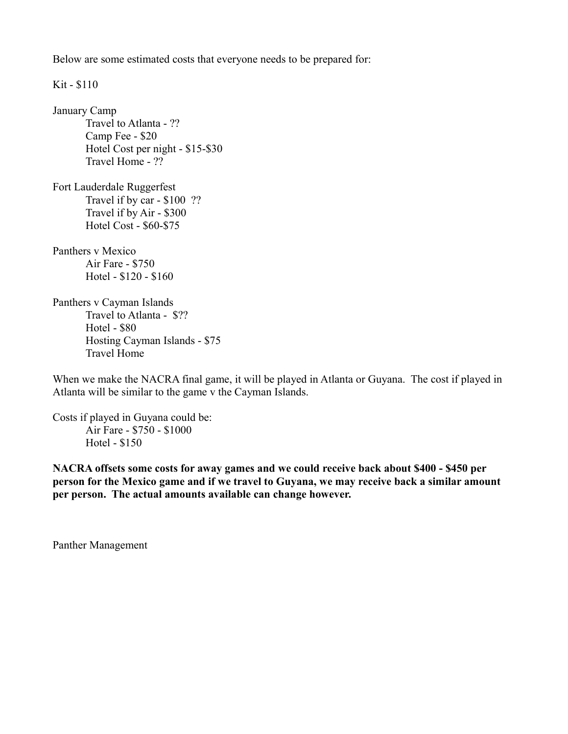Below are some estimated costs that everyone needs to be prepared for:

Kit - $110

January Camp
- Travel to Atlanta - ??
- Camp Fee - $20
- Hotel Cost per night - $15-$30
- Travel Home - ??

Fort Lauderdale Ruggerfest
- Travel if by car - $100 ??
- Travel if by Air - $300
- Hotel Cost - $60-$75

Panthers v Mexico
- Air Fare - $750
- Hotel - $120 - $160

Panthers v Cayman Islands
- Travel to Atlanta - $??
- Hotel - $80
- Hosting Cayman Islands - $75
- Travel Home

When we make the NACRA final game, it will be played in Atlanta or Guyana. The cost if played in Atlanta will be similar to the game v the Cayman Islands.

Costs if played in Guyana could be:
- Air Fare - $750 - $1000
- Hotel - $150

**NACRA offsets some costs for away games and we could receive back about $400 - $450 per person for the Mexico game and if we travel to Guyana, we may receive back a similar amount per person. The actual amounts available can change however.**

Panther Management